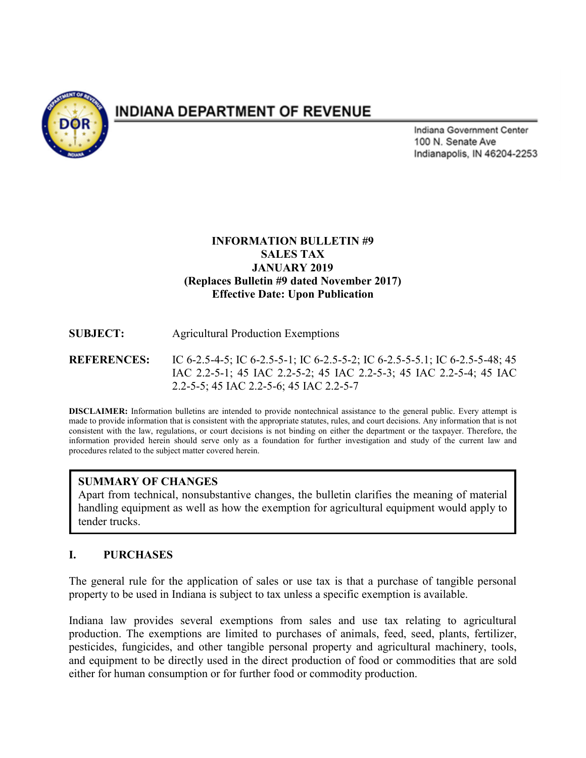# INDIANA DEPARTMENT OF REVENUE

Indiana Government Center
100 N. Senate Ave
Indianapolis, IN 46204-2253

**INFORMATION BULLETIN #9**
**SALES TAX**
**JANUARY 2019**
**(Replaces Bulletin #9 dated November 2017)**
**Effective Date: Upon Publication**

**SUBJECT:** Agricultural Production Exemptions

**REFERENCES:** IC 6-2.5-4-5; IC 6-2.5-5-1; IC 6-2.5-5-2; IC 6-2.5-5-5.1; IC 6-2.5-5-48; 45 IAC 2.2-5-1; 45 IAC 2.2-5-2; 45 IAC 2.2-5-3; 45 IAC 2.2-5-4; 45 IAC 2.2-5-5; 45 IAC 2.2-5-6; 45 IAC 2.2-5-7

**DISCLAIMER:** Information bulletins are intended to provide nontechnical assistance to the general public. Every attempt is made to provide information that is consistent with the appropriate statutes, rules, and court decisions. Any information that is not consistent with the law, regulations, or court decisions is not binding on either the department or the taxpayer. Therefore, the information provided herein should serve only as a foundation for further investigation and study of the current law and procedures related to the subject matter covered herein.

**SUMMARY OF CHANGES**
Apart from technical, nonsubstantive changes, the bulletin clarifies the meaning of material handling equipment as well as how the exemption for agricultural equipment would apply to tender trucks.

## I. PURCHASES

The general rule for the application of sales or use tax is that a purchase of tangible personal property to be used in Indiana is subject to tax unless a specific exemption is available.

Indiana law provides several exemptions from sales and use tax relating to agricultural production. The exemptions are limited to purchases of animals, feed, seed, plants, fertilizer, pesticides, fungicides, and other tangible personal property and agricultural machinery, tools, and equipment to be directly used in the direct production of food or commodities that are sold either for human consumption or for further food or commodity production.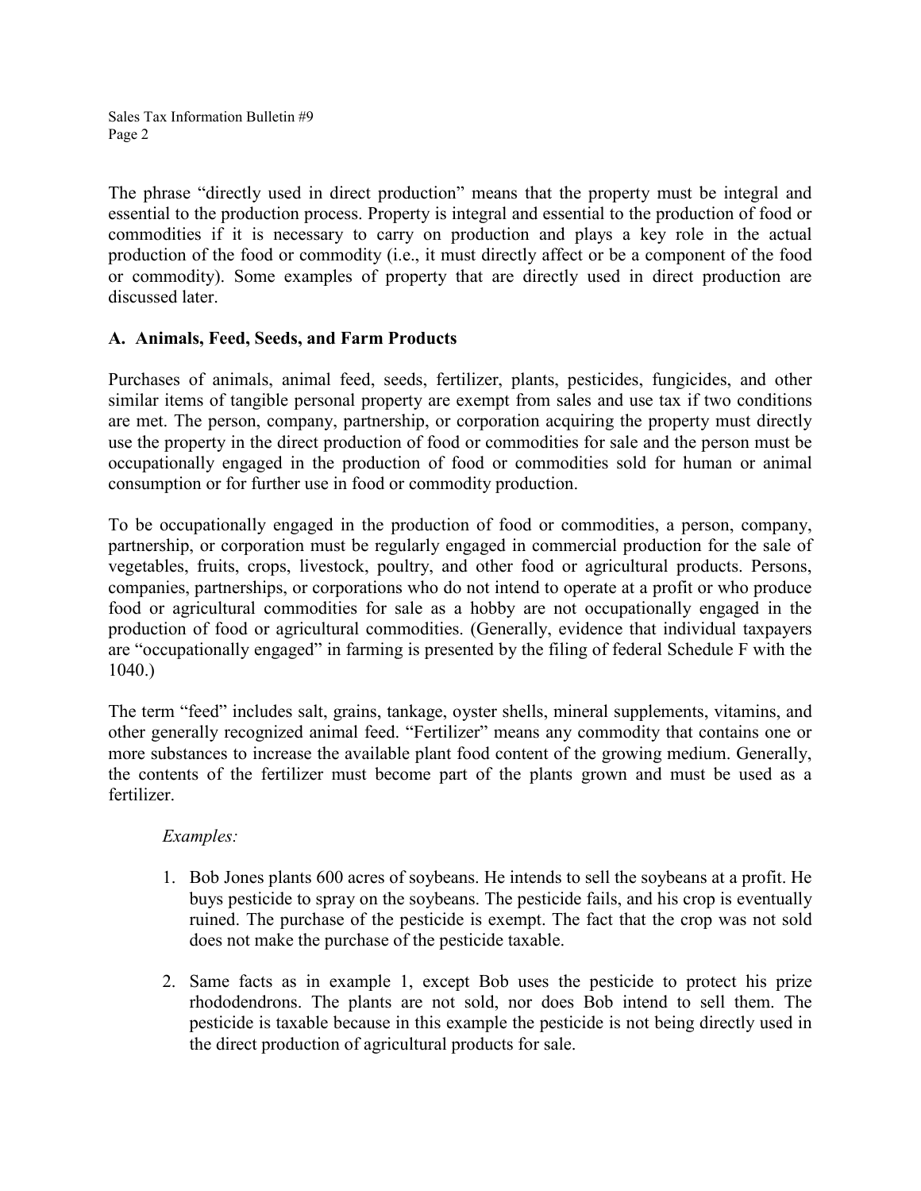The phrase “directly used in direct production” means that the property must be integral and essential to the production process. Property is integral and essential to the production of food or commodities if it is necessary to carry on production and plays a key role in the actual production of the food or commodity (i.e., it must directly affect or be a component of the food or commodity). Some examples of property that are directly used in direct production are discussed later.

### A. Animals, Feed, Seeds, and Farm Products

Purchases of animals, animal feed, seeds, fertilizer, plants, pesticides, fungicides, and other similar items of tangible personal property are exempt from sales and use tax if two conditions are met. The person, company, partnership, or corporation acquiring the property must directly use the property in the direct production of food or commodities for sale and the person must be occupationally engaged in the production of food or commodities sold for human or animal consumption or for further use in food or commodity production.

To be occupationally engaged in the production of food or commodities, a person, company, partnership, or corporation must be regularly engaged in commercial production for the sale of vegetables, fruits, crops, livestock, poultry, and other food or agricultural products. Persons, companies, partnerships, or corporations who do not intend to operate at a profit or who produce food or agricultural commodities for sale as a hobby are not occupationally engaged in the production of food or agricultural commodities. (Generally, evidence that individual taxpayers are “occupationally engaged” in farming is presented by the filing of federal Schedule F with the 1040.)

The term “feed” includes salt, grains, tankage, oyster shells, mineral supplements, vitamins, and other generally recognized animal feed. “Fertilizer” means any commodity that contains one or more substances to increase the available plant food content of the growing medium. Generally, the contents of the fertilizer must become part of the plants grown and must be used as a fertilizer.

*Examples:*

1. Bob Jones plants 600 acres of soybeans. He intends to sell the soybeans at a profit. He buys pesticide to spray on the soybeans. The pesticide fails, and his crop is eventually ruined. The purchase of the pesticide is exempt. The fact that the crop was not sold does not make the purchase of the pesticide taxable.

2. Same facts as in example 1, except Bob uses the pesticide to protect his prize rhododendrons. The plants are not sold, nor does Bob intend to sell them. The pesticide is taxable because in this example the pesticide is not being directly used in the direct production of agricultural products for sale.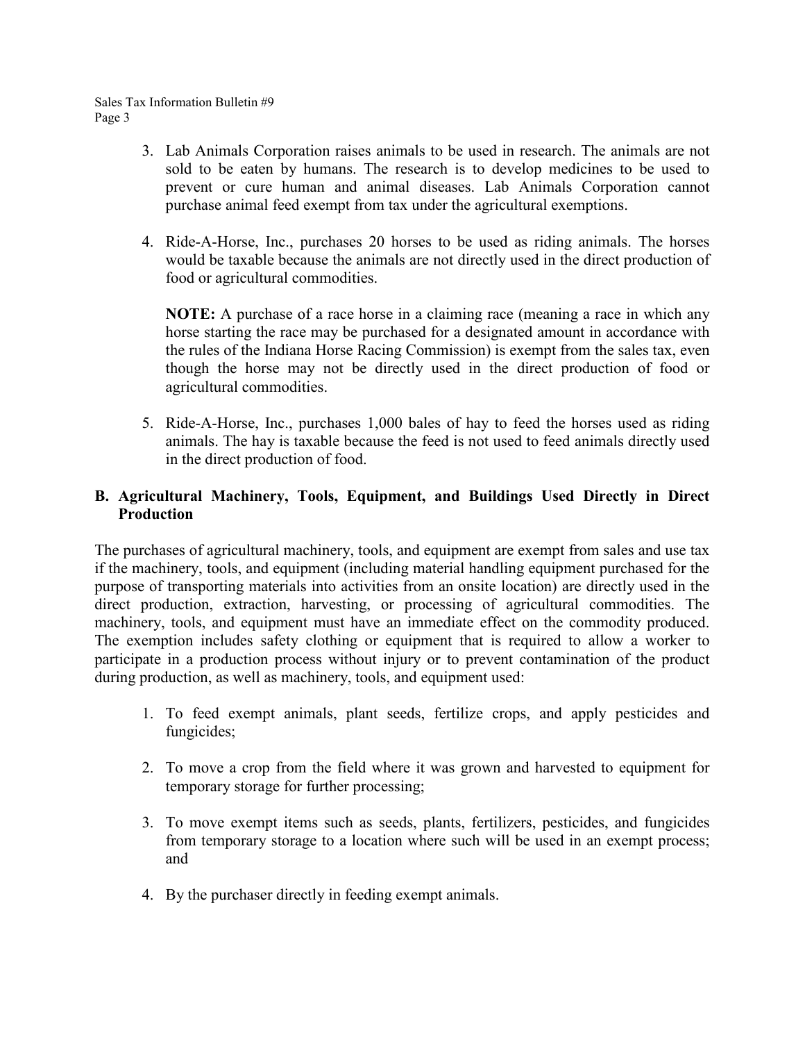3. Lab Animals Corporation raises animals to be used in research. The animals are not sold to be eaten by humans. The research is to develop medicines to be used to prevent or cure human and animal diseases. Lab Animals Corporation cannot purchase animal feed exempt from tax under the agricultural exemptions.

4. Ride-A-Horse, Inc., purchases 20 horses to be used as riding animals. The horses would be taxable because the animals are not directly used in the direct production of food or agricultural commodities.

   **NOTE:** A purchase of a race horse in a claiming race (meaning a race in which any horse starting the race may be purchased for a designated amount in accordance with the rules of the Indiana Horse Racing Commission) is exempt from the sales tax, even though the horse may not be directly used in the direct production of food or agricultural commodities.

5. Ride-A-Horse, Inc., purchases 1,000 bales of hay to feed the horses used as riding animals. The hay is taxable because the feed is not used to feed animals directly used in the direct production of food.

### B. Agricultural Machinery, Tools, Equipment, and Buildings Used Directly in Direct Production

The purchases of agricultural machinery, tools, and equipment are exempt from sales and use tax if the machinery, tools, and equipment (including material handling equipment purchased for the purpose of transporting materials into activities from an onsite location) are directly used in the direct production, extraction, harvesting, or processing of agricultural commodities. The machinery, tools, and equipment must have an immediate effect on the commodity produced. The exemption includes safety clothing or equipment that is required to allow a worker to participate in a production process without injury or to prevent contamination of the product during production, as well as machinery, tools, and equipment used:

1. To feed exempt animals, plant seeds, fertilize crops, and apply pesticides and fungicides;

2. To move a crop from the field where it was grown and harvested to equipment for temporary storage for further processing;

3. To move exempt items such as seeds, plants, fertilizers, pesticides, and fungicides from temporary storage to a location where such will be used in an exempt process; and

4. By the purchaser directly in feeding exempt animals.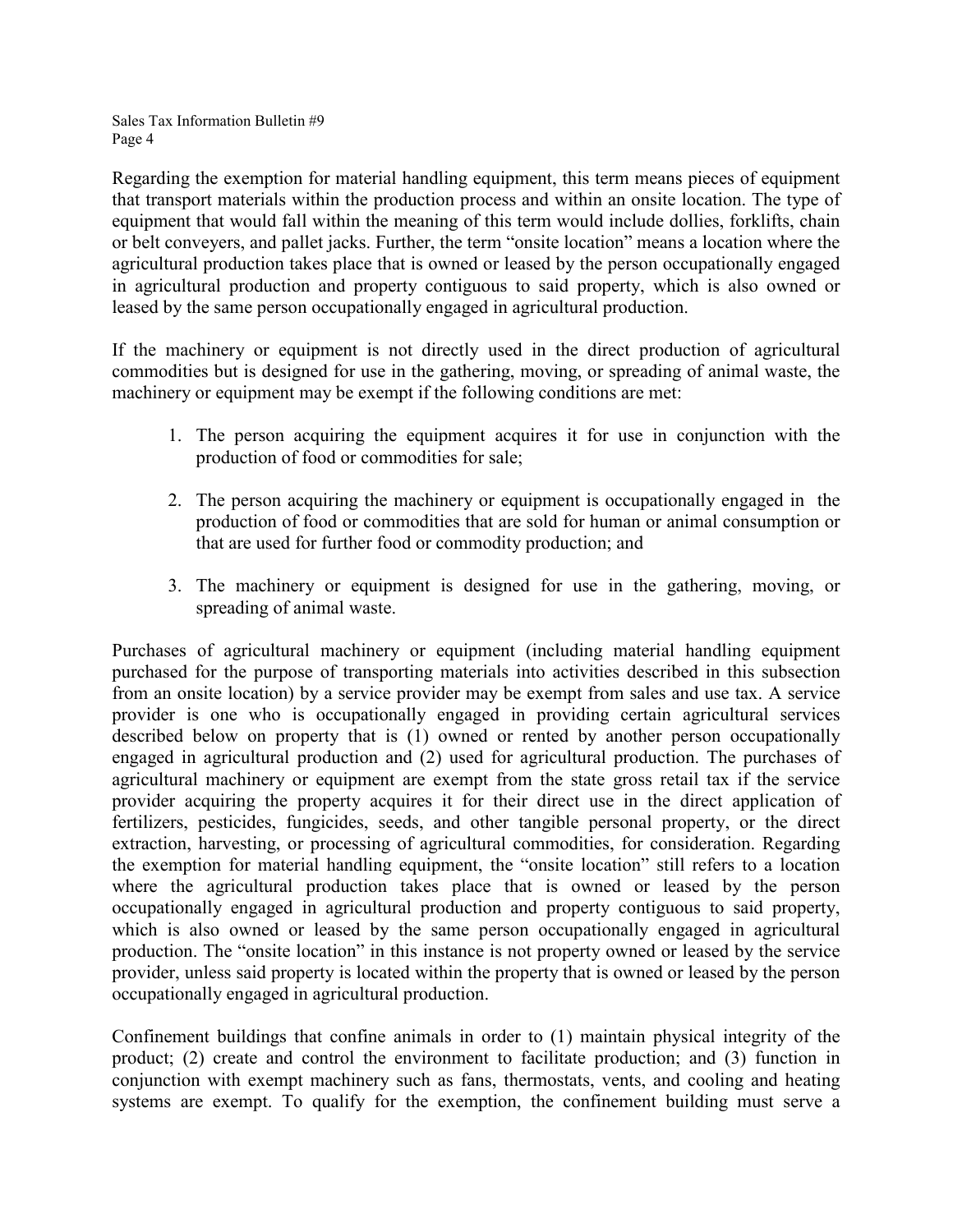Regarding the exemption for material handling equipment, this term means pieces of equipment that transport materials within the production process and within an onsite location. The type of equipment that would fall within the meaning of this term would include dollies, forklifts, chain or belt conveyers, and pallet jacks. Further, the term "onsite location" means a location where the agricultural production takes place that is owned or leased by the person occupationally engaged in agricultural production and property contiguous to said property, which is also owned or leased by the same person occupationally engaged in agricultural production.

If the machinery or equipment is not directly used in the direct production of agricultural commodities but is designed for use in the gathering, moving, or spreading of animal waste, the machinery or equipment may be exempt if the following conditions are met:

1. The person acquiring the equipment acquires it for use in conjunction with the production of food or commodities for sale;
2. The person acquiring the machinery or equipment is occupationally engaged in the production of food or commodities that are sold for human or animal consumption or that are used for further food or commodity production; and
3. The machinery or equipment is designed for use in the gathering, moving, or spreading of animal waste.

Purchases of agricultural machinery or equipment (including material handling equipment purchased for the purpose of transporting materials into activities described in this subsection from an onsite location) by a service provider may be exempt from sales and use tax. A service provider is one who is occupationally engaged in providing certain agricultural services described below on property that is (1) owned or rented by another person occupationally engaged in agricultural production and (2) used for agricultural production. The purchases of agricultural machinery or equipment are exempt from the state gross retail tax if the service provider acquiring the property acquires it for their direct use in the direct application of fertilizers, pesticides, fungicides, seeds, and other tangible personal property, or the direct extraction, harvesting, or processing of agricultural commodities, for consideration. Regarding the exemption for material handling equipment, the "onsite location" still refers to a location where the agricultural production takes place that is owned or leased by the person occupationally engaged in agricultural production and property contiguous to said property, which is also owned or leased by the same person occupationally engaged in agricultural production. The "onsite location" in this instance is not property owned or leased by the service provider, unless said property is located within the property that is owned or leased by the person occupationally engaged in agricultural production.

Confinement buildings that confine animals in order to (1) maintain physical integrity of the product; (2) create and control the environment to facilitate production; and (3) function in conjunction with exempt machinery such as fans, thermostats, vents, and cooling and heating systems are exempt. To qualify for the exemption, the confinement building must serve a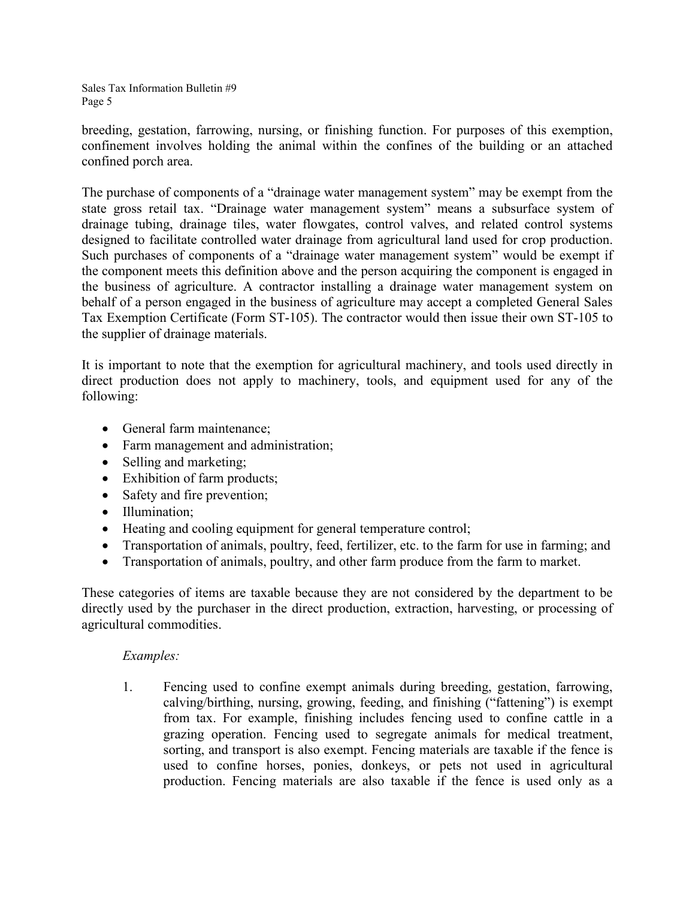breeding, gestation, farrowing, nursing, or finishing function. For purposes of this exemption, confinement involves holding the animal within the confines of the building or an attached confined porch area.

The purchase of components of a "drainage water management system" may be exempt from the state gross retail tax. "Drainage water management system" means a subsurface system of drainage tubing, drainage tiles, water flowgates, control valves, and related control systems designed to facilitate controlled water drainage from agricultural land used for crop production. Such purchases of components of a "drainage water management system" would be exempt if the component meets this definition above and the person acquiring the component is engaged in the business of agriculture. A contractor installing a drainage water management system on behalf of a person engaged in the business of agriculture may accept a completed General Sales Tax Exemption Certificate (Form ST-105). The contractor would then issue their own ST-105 to the supplier of drainage materials.

It is important to note that the exemption for agricultural machinery, and tools used directly in direct production does not apply to machinery, tools, and equipment used for any of the following:

- General farm maintenance;
- Farm management and administration;
- Selling and marketing;
- Exhibition of farm products;
- Safety and fire prevention;
- Illumination;
- Heating and cooling equipment for general temperature control;
- Transportation of animals, poultry, feed, fertilizer, etc. to the farm for use in farming; and
- Transportation of animals, poultry, and other farm produce from the farm to market.

These categories of items are taxable because they are not considered by the department to be directly used by the purchaser in the direct production, extraction, harvesting, or processing of agricultural commodities.

*Examples:*

1. Fencing used to confine exempt animals during breeding, gestation, farrowing, calving/birthing, nursing, growing, feeding, and finishing ("fattening") is exempt from tax. For example, finishing includes fencing used to confine cattle in a grazing operation. Fencing used to segregate animals for medical treatment, sorting, and transport is also exempt. Fencing materials are taxable if the fence is used to confine horses, ponies, donkeys, or pets not used in agricultural production. Fencing materials are also taxable if the fence is used only as a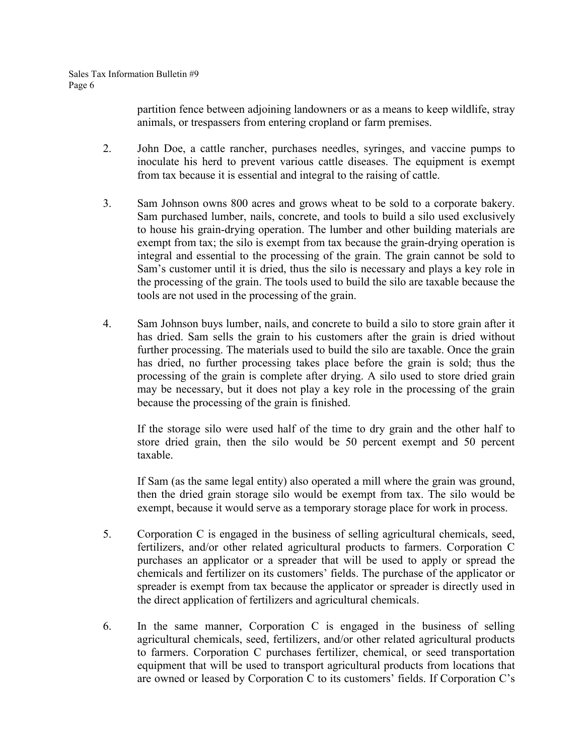partition fence between adjoining landowners or as a means to keep wildlife, stray animals, or trespassers from entering cropland or farm premises.

2. John Doe, a cattle rancher, purchases needles, syringes, and vaccine pumps to inoculate his herd to prevent various cattle diseases. The equipment is exempt from tax because it is essential and integral to the raising of cattle.

3. Sam Johnson owns 800 acres and grows wheat to be sold to a corporate bakery. Sam purchased lumber, nails, concrete, and tools to build a silo used exclusively to house his grain-drying operation. The lumber and other building materials are exempt from tax; the silo is exempt from tax because the grain-drying operation is integral and essential to the processing of the grain. The grain cannot be sold to Sam's customer until it is dried, thus the silo is necessary and plays a key role in the processing of the grain. The tools used to build the silo are taxable because the tools are not used in the processing of the grain.

4. Sam Johnson buys lumber, nails, and concrete to build a silo to store grain after it has dried. Sam sells the grain to his customers after the grain is dried without further processing. The materials used to build the silo are taxable. Once the grain has dried, no further processing takes place before the grain is sold; thus the processing of the grain is complete after drying. A silo used to store dried grain may be necessary, but it does not play a key role in the processing of the grain because the processing of the grain is finished.

   If the storage silo were used half of the time to dry grain and the other half to store dried grain, then the silo would be 50 percent exempt and 50 percent taxable.

   If Sam (as the same legal entity) also operated a mill where the grain was ground, then the dried grain storage silo would be exempt from tax. The silo would be exempt, because it would serve as a temporary storage place for work in process.

5. Corporation C is engaged in the business of selling agricultural chemicals, seed, fertilizers, and/or other related agricultural products to farmers. Corporation C purchases an applicator or a spreader that will be used to apply or spread the chemicals and fertilizer on its customers' fields. The purchase of the applicator or spreader is exempt from tax because the applicator or spreader is directly used in the direct application of fertilizers and agricultural chemicals.

6. In the same manner, Corporation C is engaged in the business of selling agricultural chemicals, seed, fertilizers, and/or other related agricultural products to farmers. Corporation C purchases fertilizer, chemical, or seed transportation equipment that will be used to transport agricultural products from locations that are owned or leased by Corporation C to its customers' fields. If Corporation C's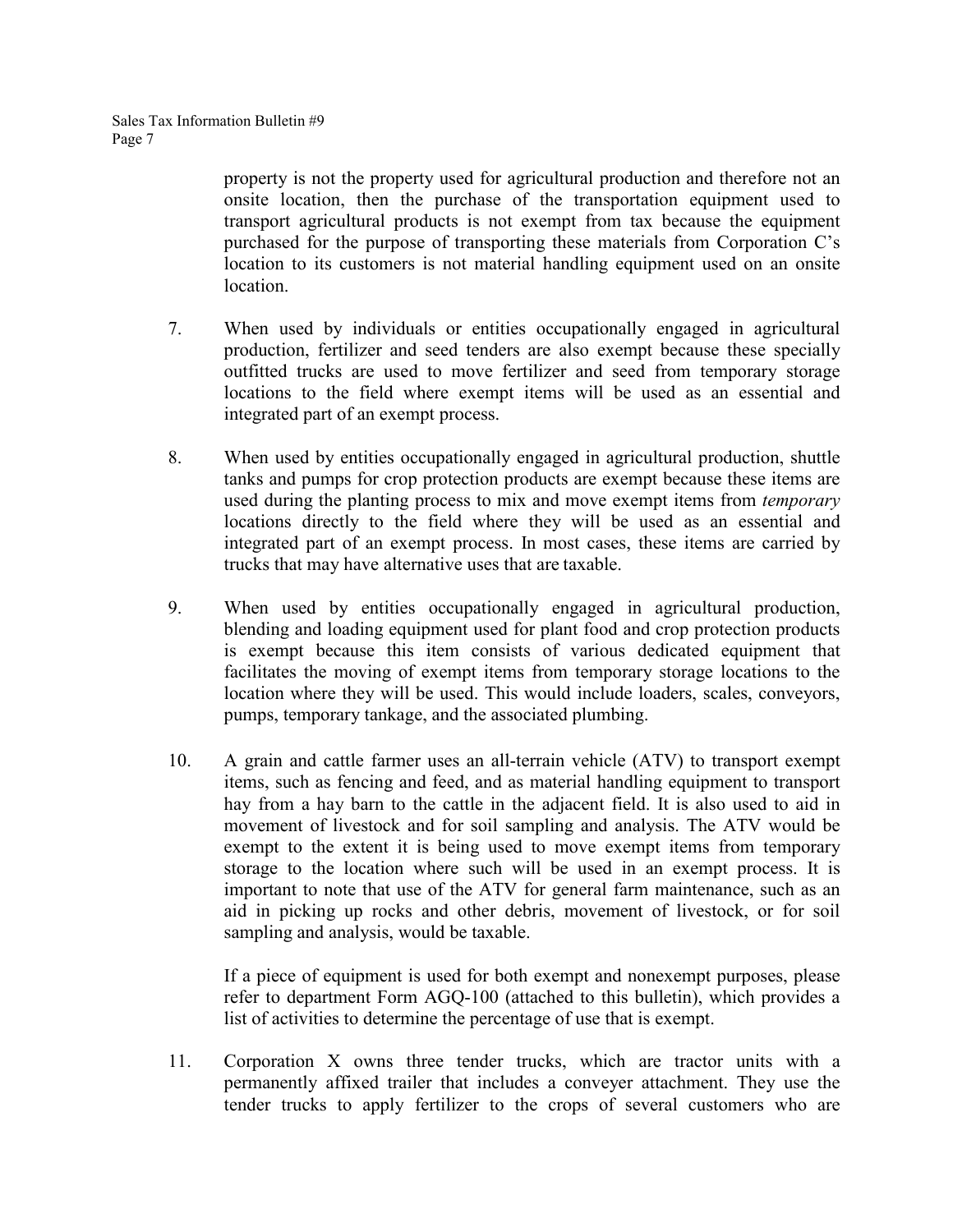property is not the property used for agricultural production and therefore not an onsite location, then the purchase of the transportation equipment used to transport agricultural products is not exempt from tax because the equipment purchased for the purpose of transporting these materials from Corporation C's location to its customers is not material handling equipment used on an onsite location.

7. When used by individuals or entities occupationally engaged in agricultural production, fertilizer and seed tenders are also exempt because these specially outfitted trucks are used to move fertilizer and seed from temporary storage locations to the field where exempt items will be used as an essential and integrated part of an exempt process.

8. When used by entities occupationally engaged in agricultural production, shuttle tanks and pumps for crop protection products are exempt because these items are used during the planting process to mix and move exempt items from *temporary* locations directly to the field where they will be used as an essential and integrated part of an exempt process. In most cases, these items are carried by trucks that may have alternative uses that are taxable.

9. When used by entities occupationally engaged in agricultural production, blending and loading equipment used for plant food and crop protection products is exempt because this item consists of various dedicated equipment that facilitates the moving of exempt items from temporary storage locations to the location where they will be used. This would include loaders, scales, conveyors, pumps, temporary tankage, and the associated plumbing.

10. A grain and cattle farmer uses an all-terrain vehicle (ATV) to transport exempt items, such as fencing and feed, and as material handling equipment to transport hay from a hay barn to the cattle in the adjacent field. It is also used to aid in movement of livestock and for soil sampling and analysis. The ATV would be exempt to the extent it is being used to move exempt items from temporary storage to the location where such will be used in an exempt process. It is important to note that use of the ATV for general farm maintenance, such as an aid in picking up rocks and other debris, movement of livestock, or for soil sampling and analysis, would be taxable.

    If a piece of equipment is used for both exempt and nonexempt purposes, please refer to department Form AGQ-100 (attached to this bulletin), which provides a list of activities to determine the percentage of use that is exempt.

11. Corporation X owns three tender trucks, which are tractor units with a permanently affixed trailer that includes a conveyer attachment. They use the tender trucks to apply fertilizer to the crops of several customers who are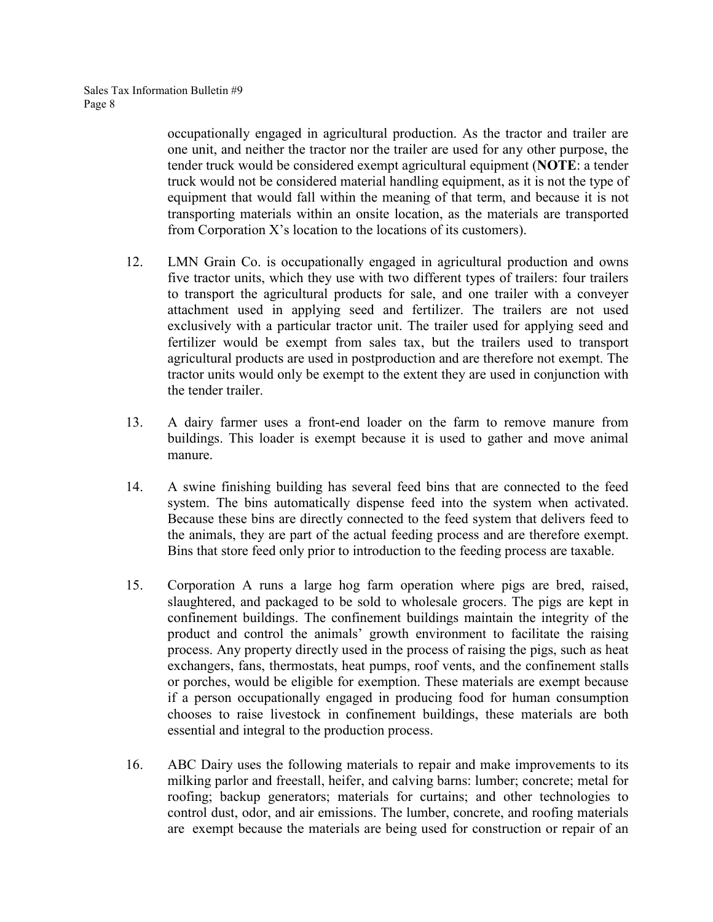occupationally engaged in agricultural production. As the tractor and trailer are one unit, and neither the tractor nor the trailer are used for any other purpose, the tender truck would be considered exempt agricultural equipment (**NOTE**: a tender truck would not be considered material handling equipment, as it is not the type of equipment that would fall within the meaning of that term, and because it is not transporting materials within an onsite location, as the materials are transported from Corporation X's location to the locations of its customers).

12. LMN Grain Co. is occupationally engaged in agricultural production and owns five tractor units, which they use with two different types of trailers: four trailers to transport the agricultural products for sale, and one trailer with a conveyer attachment used in applying seed and fertilizer. The trailers are not used exclusively with a particular tractor unit. The trailer used for applying seed and fertilizer would be exempt from sales tax, but the trailers used to transport agricultural products are used in postproduction and are therefore not exempt. The tractor units would only be exempt to the extent they are used in conjunction with the tender trailer.

13. A dairy farmer uses a front-end loader on the farm to remove manure from buildings. This loader is exempt because it is used to gather and move animal manure.

14. A swine finishing building has several feed bins that are connected to the feed system. The bins automatically dispense feed into the system when activated. Because these bins are directly connected to the feed system that delivers feed to the animals, they are part of the actual feeding process and are therefore exempt. Bins that store feed only prior to introduction to the feeding process are taxable.

15. Corporation A runs a large hog farm operation where pigs are bred, raised, slaughtered, and packaged to be sold to wholesale grocers. The pigs are kept in confinement buildings. The confinement buildings maintain the integrity of the product and control the animals' growth environment to facilitate the raising process. Any property directly used in the process of raising the pigs, such as heat exchangers, fans, thermostats, heat pumps, roof vents, and the confinement stalls or porches, would be eligible for exemption. These materials are exempt because if a person occupationally engaged in producing food for human consumption chooses to raise livestock in confinement buildings, these materials are both essential and integral to the production process.

16. ABC Dairy uses the following materials to repair and make improvements to its milking parlor and freestall, heifer, and calving barns: lumber; concrete; metal for roofing; backup generators; materials for curtains; and other technologies to control dust, odor, and air emissions. The lumber, concrete, and roofing materials are exempt because the materials are being used for construction or repair of an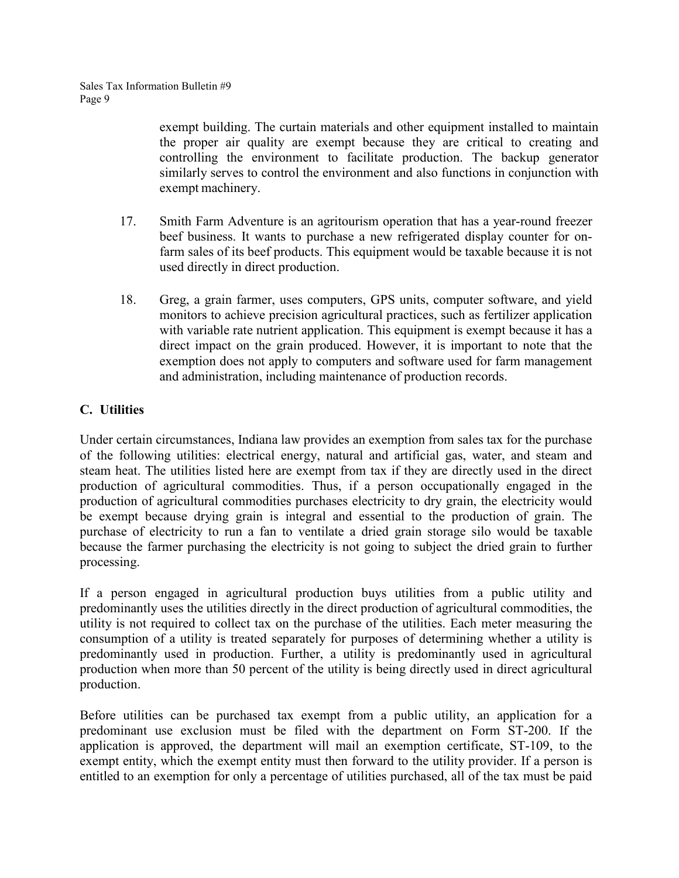exempt building. The curtain materials and other equipment installed to maintain the proper air quality are exempt because they are critical to creating and controlling the environment to facilitate production. The backup generator similarly serves to control the environment and also functions in conjunction with exempt machinery.

17. Smith Farm Adventure is an agritourism operation that has a year-round freezer beef business. It wants to purchase a new refrigerated display counter for on-farm sales of its beef products. This equipment would be taxable because it is not used directly in direct production.

18. Greg, a grain farmer, uses computers, GPS units, computer software, and yield monitors to achieve precision agricultural practices, such as fertilizer application with variable rate nutrient application. This equipment is exempt because it has a direct impact on the grain produced. However, it is important to note that the exemption does not apply to computers and software used for farm management and administration, including maintenance of production records.

## C. Utilities

Under certain circumstances, Indiana law provides an exemption from sales tax for the purchase of the following utilities: electrical energy, natural and artificial gas, water, and steam and steam heat. The utilities listed here are exempt from tax if they are directly used in the direct production of agricultural commodities. Thus, if a person occupationally engaged in the production of agricultural commodities purchases electricity to dry grain, the electricity would be exempt because drying grain is integral and essential to the production of grain. The purchase of electricity to run a fan to ventilate a dried grain storage silo would be taxable because the farmer purchasing the electricity is not going to subject the dried grain to further processing.

If a person engaged in agricultural production buys utilities from a public utility and predominantly uses the utilities directly in the direct production of agricultural commodities, the utility is not required to collect tax on the purchase of the utilities. Each meter measuring the consumption of a utility is treated separately for purposes of determining whether a utility is predominantly used in production. Further, a utility is predominantly used in agricultural production when more than 50 percent of the utility is being directly used in direct agricultural production.

Before utilities can be purchased tax exempt from a public utility, an application for a predominant use exclusion must be filed with the department on Form ST-200. If the application is approved, the department will mail an exemption certificate, ST-109, to the exempt entity, which the exempt entity must then forward to the utility provider. If a person is entitled to an exemption for only a percentage of utilities purchased, all of the tax must be paid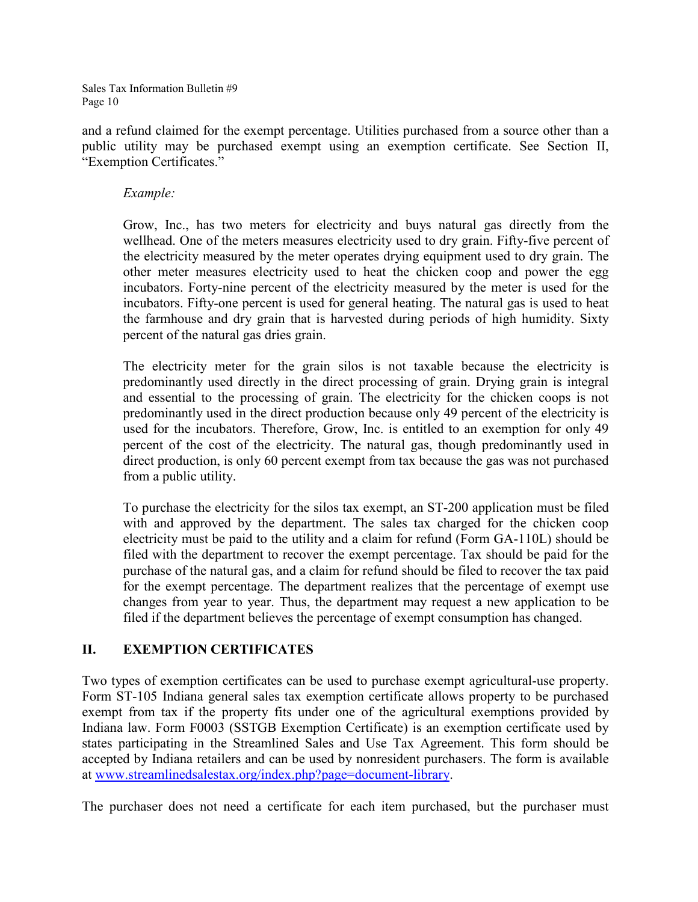and a refund claimed for the exempt percentage. Utilities purchased from a source other than a public utility may be purchased exempt using an exemption certificate. See Section II, "Exemption Certificates."

> *Example:*
>
> Grow, Inc., has two meters for electricity and buys natural gas directly from the wellhead. One of the meters measures electricity used to dry grain. Fifty-five percent of the electricity measured by the meter operates drying equipment used to dry grain. The other meter measures electricity used to heat the chicken coop and power the egg incubators. Forty-nine percent of the electricity measured by the meter is used for the incubators. Fifty-one percent is used for general heating. The natural gas is used to heat the farmhouse and dry grain that is harvested during periods of high humidity. Sixty percent of the natural gas dries grain.
>
> The electricity meter for the grain silos is not taxable because the electricity is predominantly used directly in the direct processing of grain. Drying grain is integral and essential to the processing of grain. The electricity for the chicken coops is not predominantly used in the direct production because only 49 percent of the electricity is used for the incubators. Therefore, Grow, Inc. is entitled to an exemption for only 49 percent of the cost of the electricity. The natural gas, though predominantly used in direct production, is only 60 percent exempt from tax because the gas was not purchased from a public utility.
>
> To purchase the electricity for the silos tax exempt, an ST-200 application must be filed with and approved by the department. The sales tax charged for the chicken coop electricity must be paid to the utility and a claim for refund (Form GA-110L) should be filed with the department to recover the exempt percentage. Tax should be paid for the purchase of the natural gas, and a claim for refund should be filed to recover the tax paid for the exempt percentage. The department realizes that the percentage of exempt use changes from year to year. Thus, the department may request a new application to be filed if the department believes the percentage of exempt consumption has changed.

## II. EXEMPTION CERTIFICATES

Two types of exemption certificates can be used to purchase exempt agricultural-use property. Form ST-105 Indiana general sales tax exemption certificate allows property to be purchased exempt from tax if the property fits under one of the agricultural exemptions provided by Indiana law. Form F0003 (SSTGB Exemption Certificate) is an exemption certificate used by states participating in the Streamlined Sales and Use Tax Agreement. This form should be accepted by Indiana retailers and can be used by nonresident purchasers. The form is available at www.streamlinedsalestax.org/index.php?page=document-library.

The purchaser does not need a certificate for each item purchased, but the purchaser must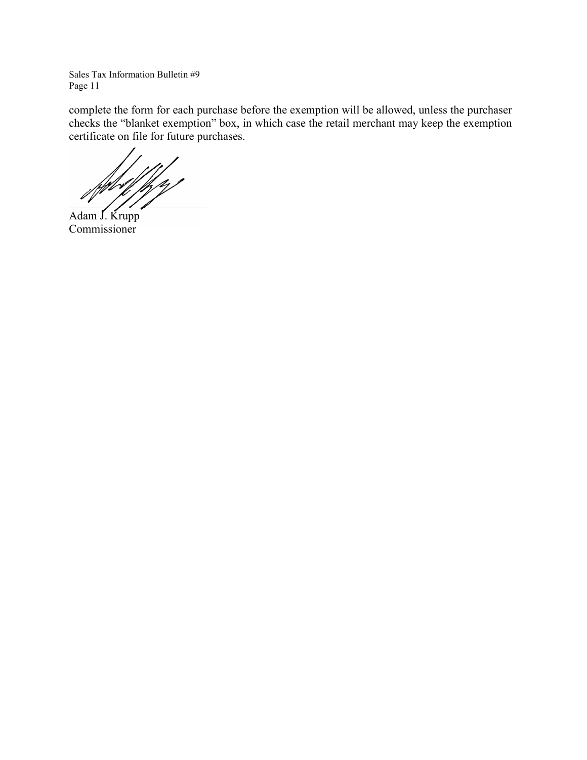complete the form for each purchase before the exemption will be allowed, unless the purchaser checks the "blanket exemption" box, in which case the retail merchant may keep the exemption certificate on file for future purchases.

Adam J. Krupp
Commissioner